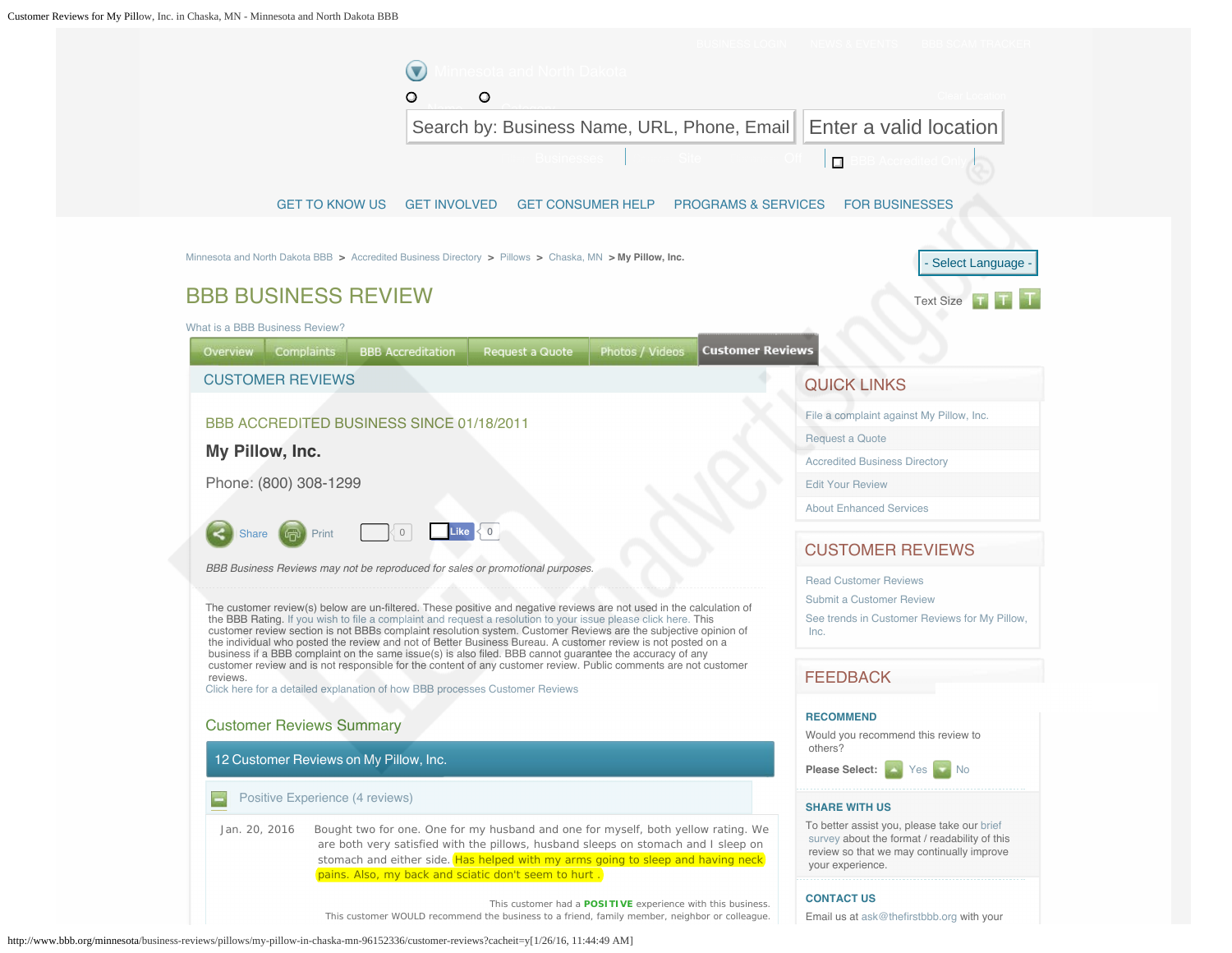Minnesota and North Dakota

Search by: Business Name, URL, Phone, Email | Enter a valid location

GET TO KNOW US | GET INVOLVED | GET CONSUMER HELP | PROGRAMS & SERVICES | FOR BUSINESSES

Minnesota and North Dakota BBB > Accredited Business Directory > Pillows > Chaska, MN > **My Pillow, Inc.**

- Select Language -

# BBB BUSINESS REVIEW

Text Size

What is a BBB Business Review?

Overview | Complaints | BBB Accreditation | Request a Quote | Photos / Videos | **Customer Reviews**

## CUSTOMER REVIEWS

### BBB ACCREDITED BUSINESS SINCE 01/18/2011

**My Pillow, Inc.**

Phone: (800) 308-1299

Share | Print | 0 | Like 0

*BBB Business Reviews may not be reproduced for sales or promotional purposes.*

The customer review(s) below are un-filtered. These positive and negative reviews are not used in the calculation of the BBB Rating. If you wish to file a complaint and request a resolution to your issue please click here. This customer review section is not BBBs complaint resolution system. Customer Reviews are the subjective opinion of the individual who posted the review and not of Better Business Bureau. A customer review is not posted on a business if a BBB complaint on the same issue(s) is also filed. BBB cannot guarantee the accuracy of any customer review and is not responsible for the content of any customer review. Public comments are not customer reviews.

Click here for a detailed explanation of how BBB processes Customer Reviews

### Customer Reviews Summary

**12 Customer Reviews on My Pillow, Inc.**

Positive Experience (4 reviews)

Jan. 20, 2016 — Bought two for one. One for my husband and one for myself, both yellow rating. We are both very satisfied with the pillows, husband sleeps on stomach and I sleep on stomach and either side. Has helped with my arms going to sleep and having neck pains. Also, my back and sciatic don't seem to hurt .

This customer had a **POSITIVE** experience with this business.
This customer WOULD recommend the business to a friend, family member, neighbor or colleague.

## QUICK LINKS

- File a complaint against My Pillow, Inc.
- Request a Quote
- Accredited Business Directory
- Edit Your Review
- About Enhanced Services

## CUSTOMER REVIEWS

- Read Customer Reviews
- Submit a Customer Review
- See trends in Customer Reviews for My Pillow, Inc.

## FEEDBACK

**RECOMMEND**

Would you recommend this review to others?

**Please Select:** Yes No

**SHARE WITH US**

To better assist you, please take our brief survey about the format / readability of this review so that we may continually improve your experience.

**CONTACT US**

Email us at ask@thefirstbbb.org with your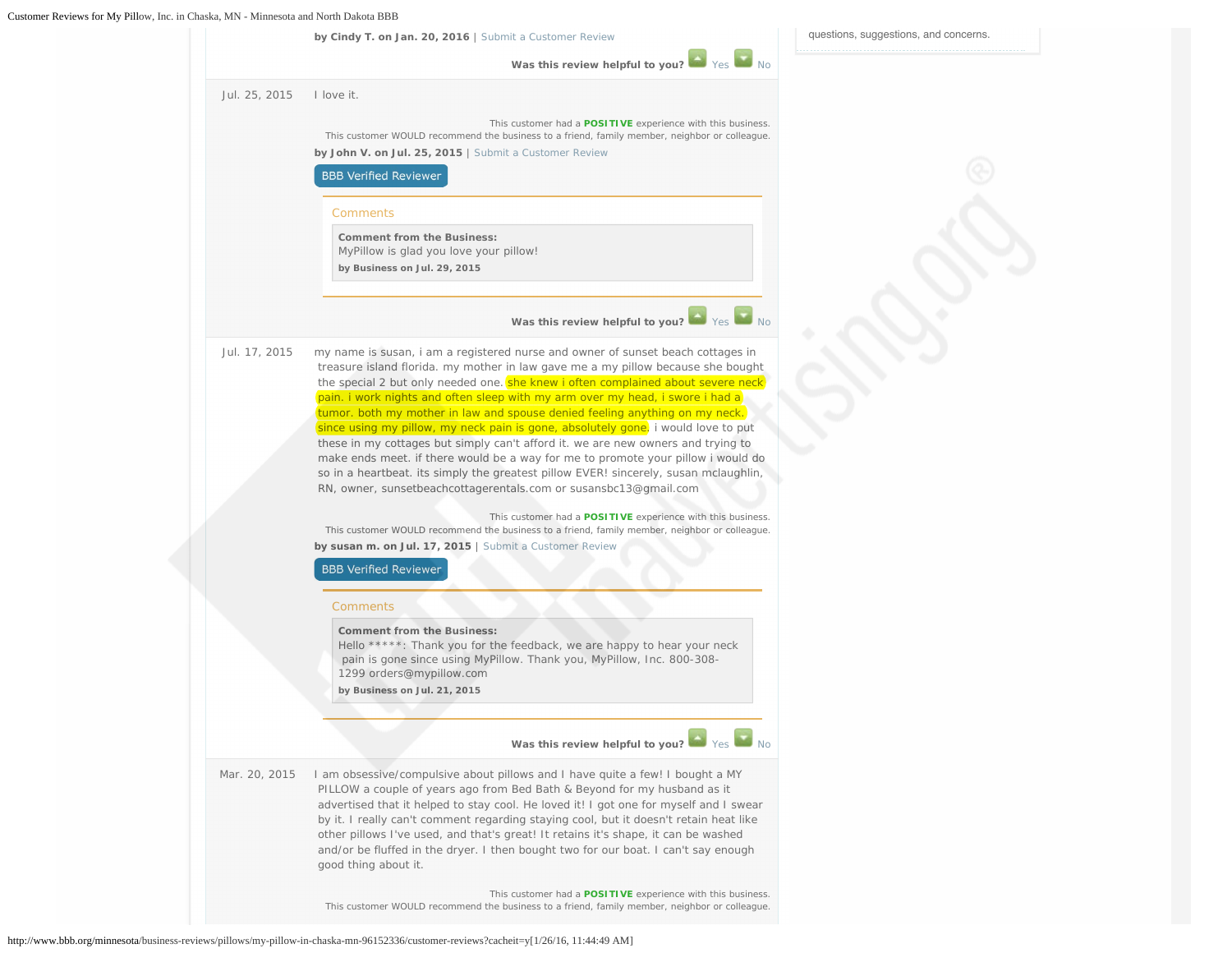by Cindy T. on Jan. 20, 2016 | Submit a Customer Review

Was this review helpful to you? Yes No

questions, suggestions, and concerns.

Jul. 25, 2015

I love it.

This customer had a **POSITIVE** experience with this business.
This customer WOULD recommend the business to a friend, family member, neighbor or colleague.

**by John V. on Jul. 25, 2015** | Submit a Customer Review

BBB Verified Reviewer

Comments

**Comment from the Business:**
MyPillow is glad you love your pillow!
**by Business on Jul. 29, 2015**

Was this review helpful to you? Yes No

Jul. 17, 2015

my name is susan, i am a registered nurse and owner of sunset beach cottages in treasure island florida. my mother in law gave me a my pillow because she bought the special 2 but only needed one. she knew i often complained about severe neck pain. i work nights and often sleep with my arm over my head, i swore i had a tumor. both my mother in law and spouse denied feeling anything on my neck. since using my pillow, my neck pain is gone, absolutely gone. i would love to put these in my cottages but simply can't afford it. we are new owners and trying to make ends meet. if there would be a way for me to promote your pillow i would do so in a heartbeat. its simply the greatest pillow EVER! sincerely, susan mclaughlin, RN, owner, sunsetbeachcottagerentals.com or susansbc13@gmail.com

This customer had a **POSITIVE** experience with this business.
This customer WOULD recommend the business to a friend, family member, neighbor or colleague.

**by susan m. on Jul. 17, 2015** | Submit a Customer Review

BBB Verified Reviewer

Comments

**Comment from the Business:**
Hello *****: Thank you for the feedback, we are happy to hear your neck pain is gone since using MyPillow. Thank you, MyPillow, Inc. 800-308-1299 orders@mypillow.com
**by Business on Jul. 21, 2015**

Was this review helpful to you? Yes No

Mar. 20, 2015

I am obsessive/compulsive about pillows and I have quite a few! I bought a MY PILLOW a couple of years ago from Bed Bath & Beyond for my husband as it advertised that it helped to stay cool. He loved it! I got one for myself and I swear by it. I really can't comment regarding staying cool, but it doesn't retain heat like other pillows I've used, and that's great! It retains it's shape, it can be washed and/or be fluffed in the dryer. I then bought two for our boat. I can't say enough good thing about it.

This customer had a **POSITIVE** experience with this business.
This customer WOULD recommend the business to a friend, family member, neighbor or colleague.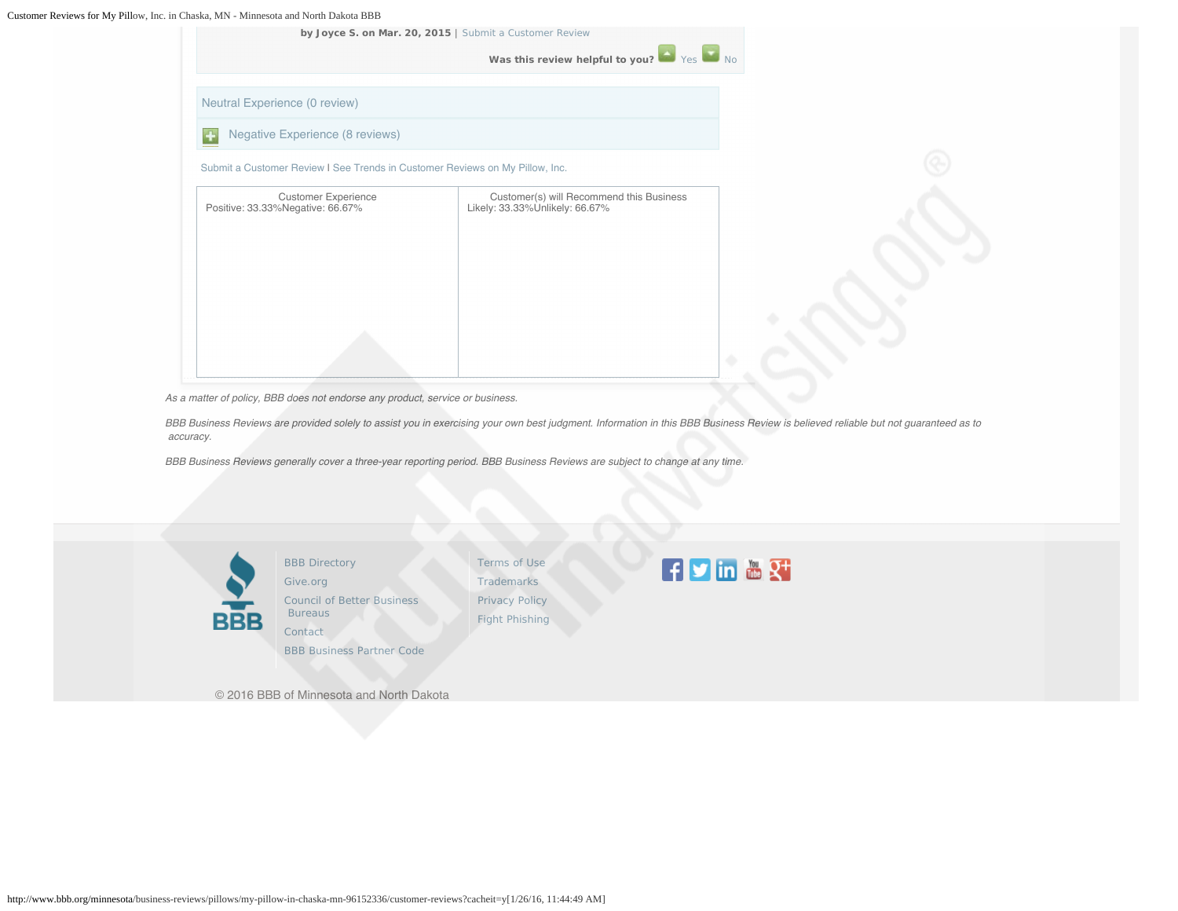by Joyce S. on Mar. 20, 2015 | Submit a Customer Review

Was this review helpful to you? Yes No

Neutral Experience (0 review)

Negative Experience (8 reviews)

Submit a Customer Review I See Trends in Customer Reviews on My Pillow, Inc.

| Customer Experience | Customer(s) will Recommend this Business |
|---|---|
| Positive: 33.33%Negative: 66.67% | Likely: 33.33%Unlikely: 66.67% |

*As a matter of policy, BBB does not endorse any product, service or business.*

*BBB Business Reviews are provided solely to assist you in exercising your own best judgment. Information in this BBB Business Review is believed reliable but not guaranteed as to accuracy.*

*BBB Business Reviews generally cover a three-year reporting period. BBB Business Reviews are subject to change at any time.*

BBB Directory
Give.org
Council of Better Business Bureaus
Contact
BBB Business Partner Code

Terms of Use
Trademarks
Privacy Policy
Fight Phishing

© 2016 BBB of Minnesota and North Dakota